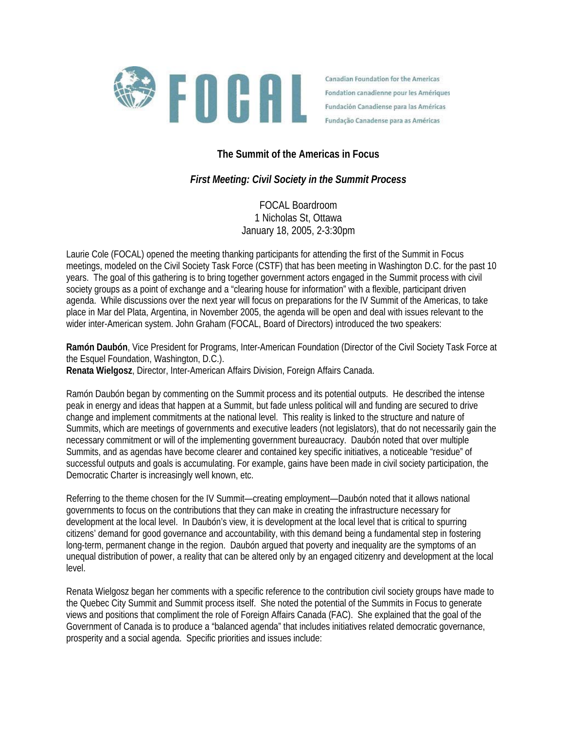FOCAL

Canadian Foundation for the Americas
Fondation canadienne pour les Amériques
Fundación Canadiense para las Américas
Fundação Canadense para as Américas

## The Summit of the Americas in Focus

### *First Meeting: Civil Society in the Summit Process*

FOCAL Boardroom
1 Nicholas St, Ottawa
January 18, 2005, 2-3:30pm

Laurie Cole (FOCAL) opened the meeting thanking participants for attending the first of the Summit in Focus meetings, modeled on the Civil Society Task Force (CSTF) that has been meeting in Washington D.C. for the past 10 years. The goal of this gathering is to bring together government actors engaged in the Summit process with civil society groups as a point of exchange and a "clearing house for information" with a flexible, participant driven agenda. While discussions over the next year will focus on preparations for the IV Summit of the Americas, to take place in Mar del Plata, Argentina, in November 2005, the agenda will be open and deal with issues relevant to the wider inter-American system. John Graham (FOCAL, Board of Directors) introduced the two speakers:

**Ramón Daubón**, Vice President for Programs, Inter-American Foundation (Director of the Civil Society Task Force at the Esquel Foundation, Washington, D.C.).
**Renata Wielgosz**, Director, Inter-American Affairs Division, Foreign Affairs Canada.

Ramón Daubón began by commenting on the Summit process and its potential outputs. He described the intense peak in energy and ideas that happen at a Summit, but fade unless political will and funding are secured to drive change and implement commitments at the national level. This reality is linked to the structure and nature of Summits, which are meetings of governments and executive leaders (not legislators), that do not necessarily gain the necessary commitment or will of the implementing government bureaucracy. Daubón noted that over multiple Summits, and as agendas have become clearer and contained key specific initiatives, a noticeable "residue" of successful outputs and goals is accumulating. For example, gains have been made in civil society participation, the Democratic Charter is increasingly well known, etc.

Referring to the theme chosen for the IV Summit—creating employment—Daubón noted that it allows national governments to focus on the contributions that they can make in creating the infrastructure necessary for development at the local level. In Daubón's view, it is development at the local level that is critical to spurring citizens' demand for good governance and accountability, with this demand being a fundamental step in fostering long-term, permanent change in the region. Daubón argued that poverty and inequality are the symptoms of an unequal distribution of power, a reality that can be altered only by an engaged citizenry and development at the local level.

Renata Wielgosz began her comments with a specific reference to the contribution civil society groups have made to the Quebec City Summit and Summit process itself. She noted the potential of the Summits in Focus to generate views and positions that compliment the role of Foreign Affairs Canada (FAC). She explained that the goal of the Government of Canada is to produce a "balanced agenda" that includes initiatives related democratic governance, prosperity and a social agenda. Specific priorities and issues include: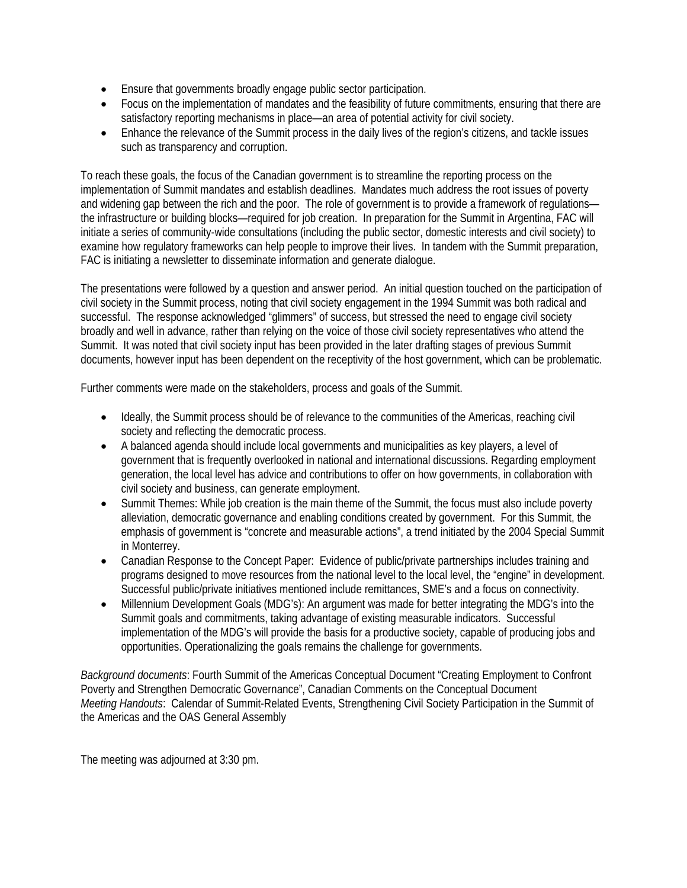- Ensure that governments broadly engage public sector participation.
- Focus on the implementation of mandates and the feasibility of future commitments, ensuring that there are satisfactory reporting mechanisms in place—an area of potential activity for civil society.
- Enhance the relevance of the Summit process in the daily lives of the region's citizens, and tackle issues such as transparency and corruption.

To reach these goals, the focus of the Canadian government is to streamline the reporting process on the implementation of Summit mandates and establish deadlines. Mandates much address the root issues of poverty and widening gap between the rich and the poor. The role of government is to provide a framework of regulations—the infrastructure or building blocks—required for job creation. In preparation for the Summit in Argentina, FAC will initiate a series of community-wide consultations (including the public sector, domestic interests and civil society) to examine how regulatory frameworks can help people to improve their lives. In tandem with the Summit preparation, FAC is initiating a newsletter to disseminate information and generate dialogue.

The presentations were followed by a question and answer period. An initial question touched on the participation of civil society in the Summit process, noting that civil society engagement in the 1994 Summit was both radical and successful. The response acknowledged "glimmers" of success, but stressed the need to engage civil society broadly and well in advance, rather than relying on the voice of those civil society representatives who attend the Summit. It was noted that civil society input has been provided in the later drafting stages of previous Summit documents, however input has been dependent on the receptivity of the host government, which can be problematic.

Further comments were made on the stakeholders, process and goals of the Summit.

- Ideally, the Summit process should be of relevance to the communities of the Americas, reaching civil society and reflecting the democratic process.
- A balanced agenda should include local governments and municipalities as key players, a level of government that is frequently overlooked in national and international discussions. Regarding employment generation, the local level has advice and contributions to offer on how governments, in collaboration with civil society and business, can generate employment.
- Summit Themes: While job creation is the main theme of the Summit, the focus must also include poverty alleviation, democratic governance and enabling conditions created by government. For this Summit, the emphasis of government is "concrete and measurable actions", a trend initiated by the 2004 Special Summit in Monterrey.
- Canadian Response to the Concept Paper: Evidence of public/private partnerships includes training and programs designed to move resources from the national level to the local level, the "engine" in development. Successful public/private initiatives mentioned include remittances, SME's and a focus on connectivity.
- Millennium Development Goals (MDG's): An argument was made for better integrating the MDG's into the Summit goals and commitments, taking advantage of existing measurable indicators. Successful implementation of the MDG's will provide the basis for a productive society, capable of producing jobs and opportunities. Operationalizing the goals remains the challenge for governments.

*Background documents*: Fourth Summit of the Americas Conceptual Document "Creating Employment to Confront Poverty and Strengthen Democratic Governance", Canadian Comments on the Conceptual Document
*Meeting Handouts*: Calendar of Summit-Related Events, Strengthening Civil Society Participation in the Summit of the Americas and the OAS General Assembly

The meeting was adjourned at 3:30 pm.